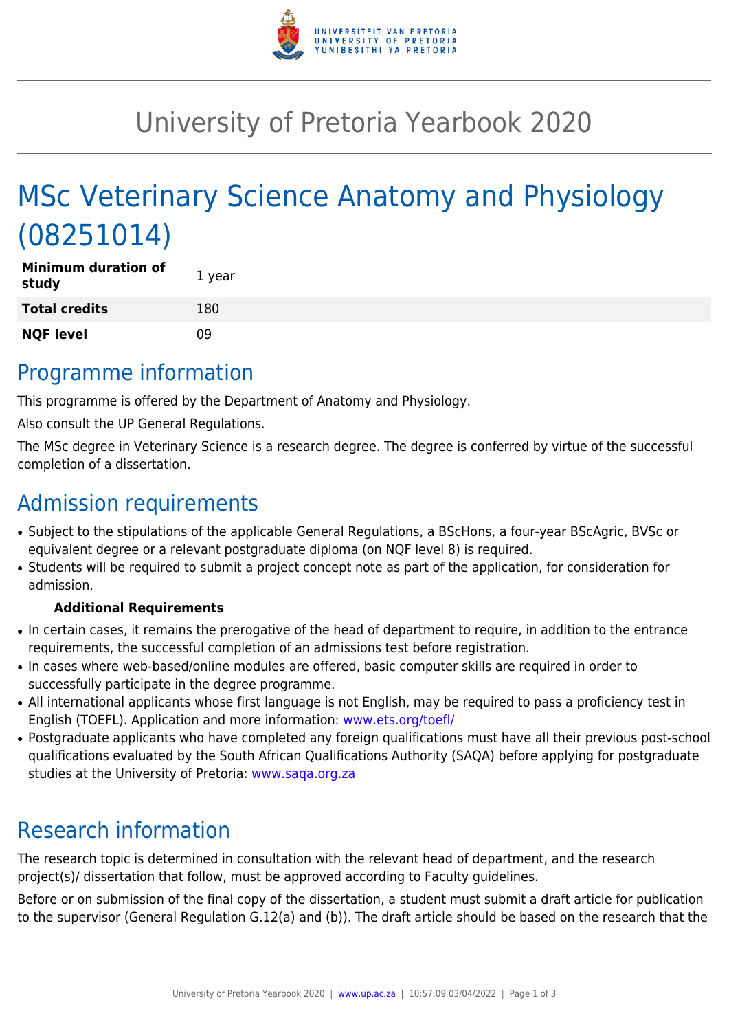# University of Pretoria Yearbook 2020

# MSc Veterinary Science Anatomy and Physiology (08251014)

| | |
|---|---|
| **Minimum duration of study** | 1 year |
| **Total credits** | 180 |
| **NQF level** | 09 |

## Programme information

This programme is offered by the Department of Anatomy and Physiology.

Also consult the UP General Regulations.

The MSc degree in Veterinary Science is a research degree. The degree is conferred by virtue of the successful completion of a dissertation.

## Admission requirements

- Subject to the stipulations of the applicable General Regulations, a BScHons, a four-year BScAgric, BVSc or equivalent degree or a relevant postgraduate diploma (on NQF level 8) is required.
- Students will be required to submit a project concept note as part of the application, for consideration for admission.

**Additional Requirements**

- In certain cases, it remains the prerogative of the head of department to require, in addition to the entrance requirements, the successful completion of an admissions test before registration.
- In cases where web-based/online modules are offered, basic computer skills are required in order to successfully participate in the degree programme.
- All international applicants whose first language is not English, may be required to pass a proficiency test in English (TOEFL). Application and more information: www.ets.org/toefl/
- Postgraduate applicants who have completed any foreign qualifications must have all their previous post-school qualifications evaluated by the South African Qualifications Authority (SAQA) before applying for postgraduate studies at the University of Pretoria: www.saqa.org.za

## Research information

The research topic is determined in consultation with the relevant head of department, and the research project(s)/ dissertation that follow, must be approved according to Faculty guidelines.

Before or on submission of the final copy of the dissertation, a student must submit a draft article for publication to the supervisor (General Regulation G.12(a) and (b)). The draft article should be based on the research that the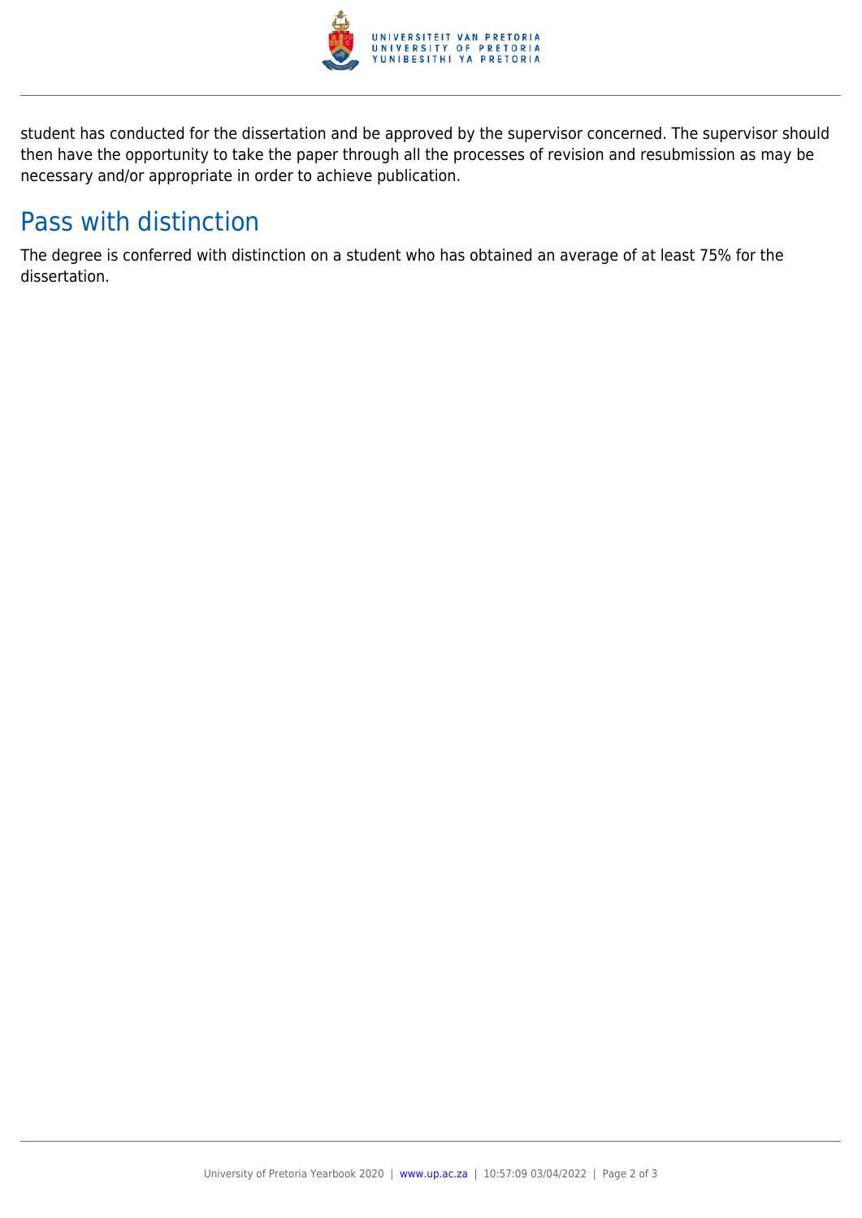student has conducted for the dissertation and be approved by the supervisor concerned. The supervisor should then have the opportunity to take the paper through all the processes of revision and resubmission as may be necessary and/or appropriate in order to achieve publication.

## Pass with distinction

The degree is conferred with distinction on a student who has obtained an average of at least 75% for the dissertation.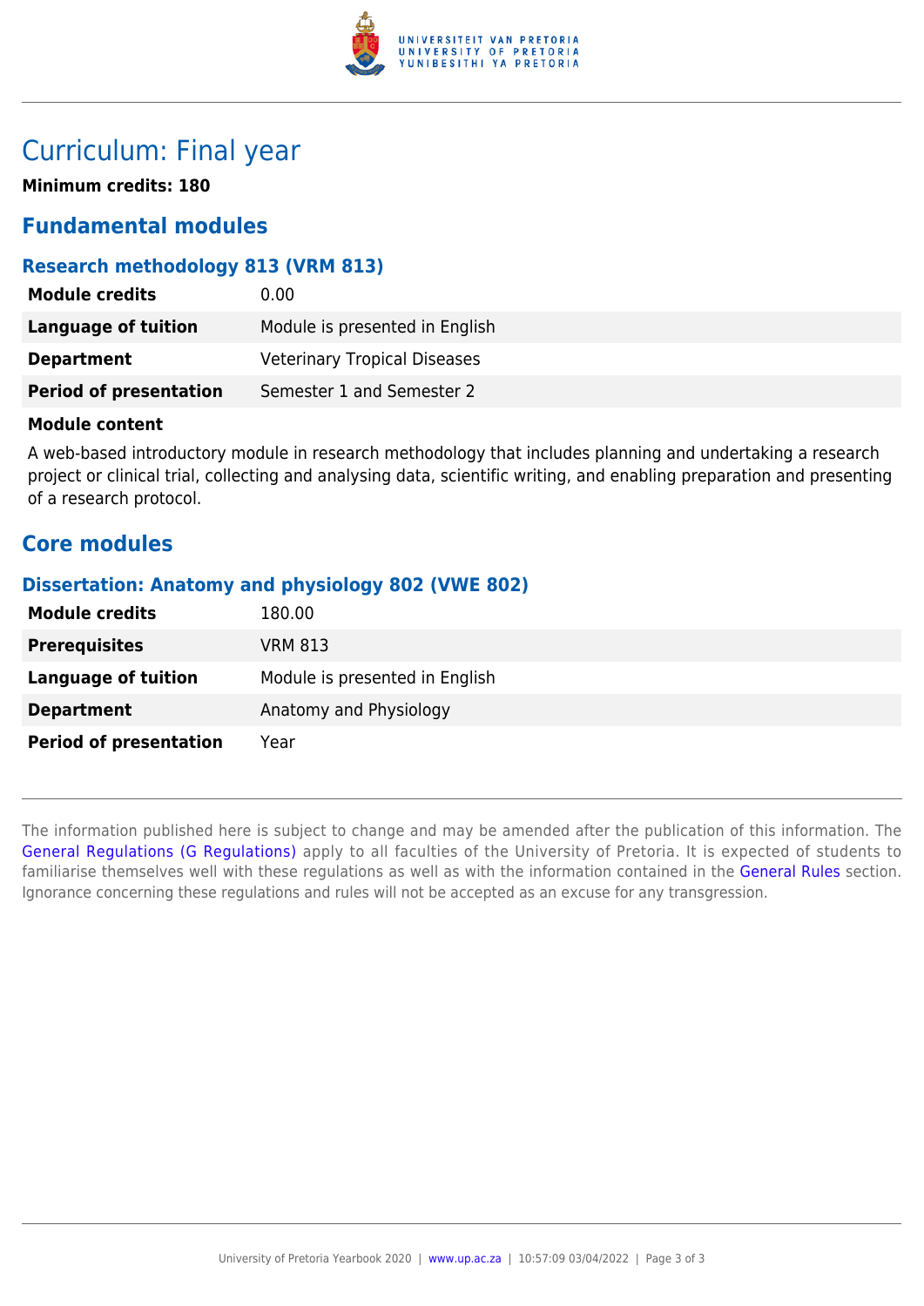# Curriculum: Final year

**Minimum credits: 180**

## Fundamental modules

### Research methodology 813 (VRM 813)

| | |
|---|---|
| **Module credits** | 0.00 |
| **Language of tuition** | Module is presented in English |
| **Department** | Veterinary Tropical Diseases |
| **Period of presentation** | Semester 1 and Semester 2 |

**Module content**

A web-based introductory module in research methodology that includes planning and undertaking a research project or clinical trial, collecting and analysing data, scientific writing, and enabling preparation and presenting of a research protocol.

## Core modules

### Dissertation: Anatomy and physiology 802 (VWE 802)

| | |
|---|---|
| **Module credits** | 180.00 |
| **Prerequisites** | VRM 813 |
| **Language of tuition** | Module is presented in English |
| **Department** | Anatomy and Physiology |
| **Period of presentation** | Year |

The information published here is subject to change and may be amended after the publication of this information. The General Regulations (G Regulations) apply to all faculties of the University of Pretoria. It is expected of students to familiarise themselves well with these regulations as well as with the information contained in the General Rules section. Ignorance concerning these regulations and rules will not be accepted as an excuse for any transgression.